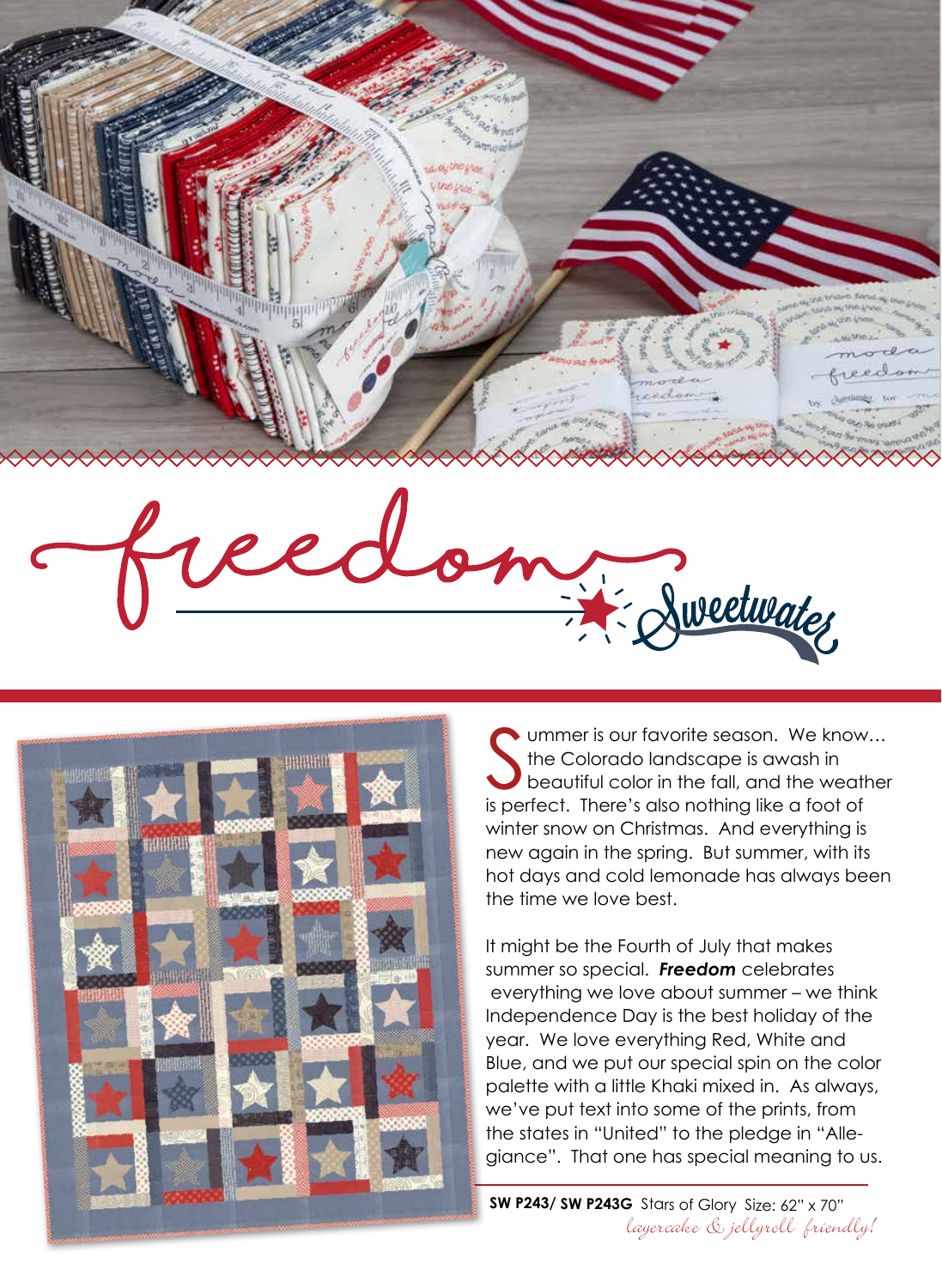# freedom

Sweetwater

Summer is our favorite season. We know… the Colorado landscape is awash in beautiful color in the fall, and the weather is perfect. There's also nothing like a foot of winter snow on Christmas. And everything is new again in the spring. But summer, with its hot days and cold lemonade has always been the time we love best.

It might be the Fourth of July that makes summer so special. ***Freedom*** celebrates everything we love about summer – we think Independence Day is the best holiday of the year. We love everything Red, White and Blue, and we put our special spin on the color palette with a little Khaki mixed in. As always, we've put text into some of the prints, from the states in "United" to the pledge in "Allegiance". That one has special meaning to us.

**SW P243/ SW P243G** Stars of Glory Size: 62" x 70"

*layercake & jellyroll friendly!*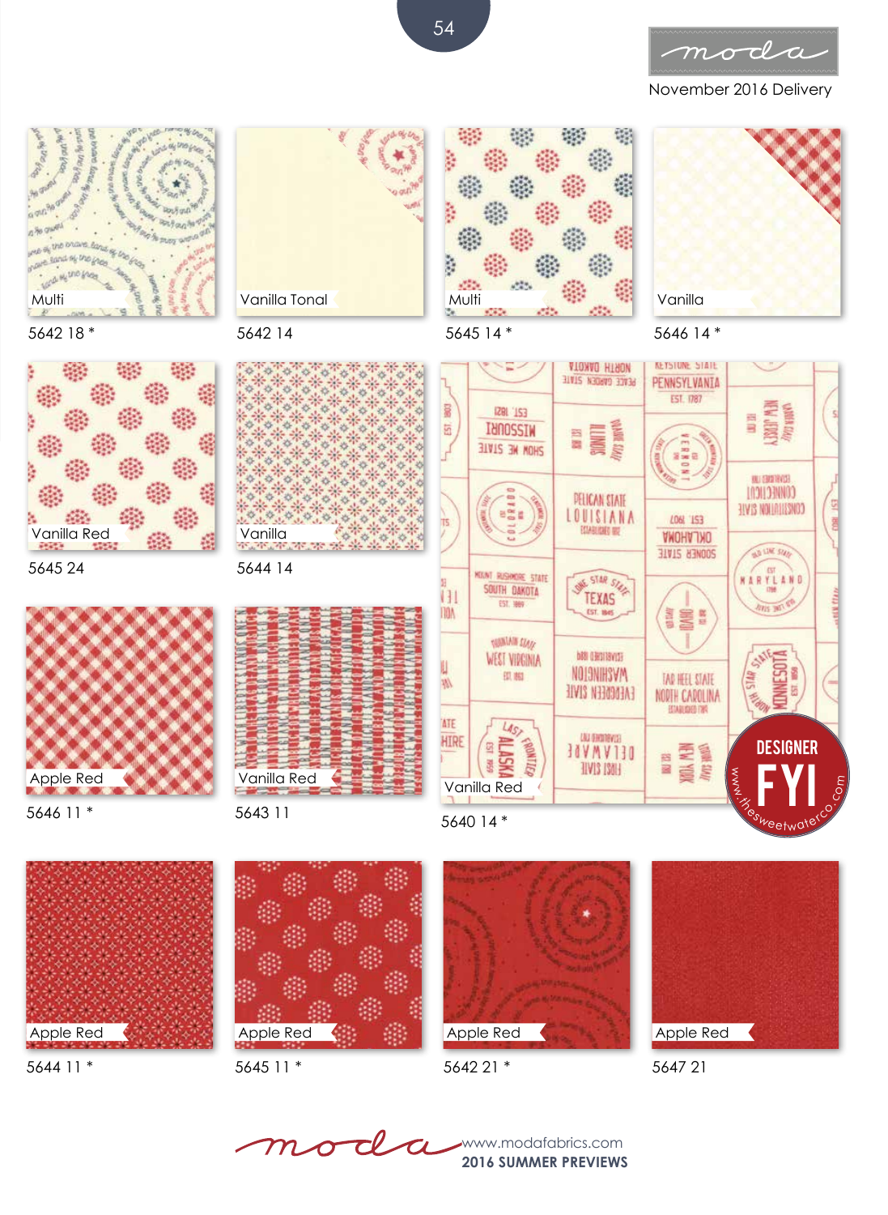November 2016 Delivery

Multi
5642 18 *

Vanilla Tonal
5642 14

Multi
5645 14 *

Vanilla
5646 14 *

Vanilla Red
5645 24

Vanilla
5644 14

Apple Red
5646 11 *

Vanilla Red
5643 11

Vanilla Red
5640 14 *

DESIGNER FYI
www.thesweetwaterco.com

Apple Red
5644 11 *

Apple Red
5645 11 *

Apple Red
5642 21 *

Apple Red
5647 21

www.modafabrics.com
**2016 SUMMER PREVIEWS**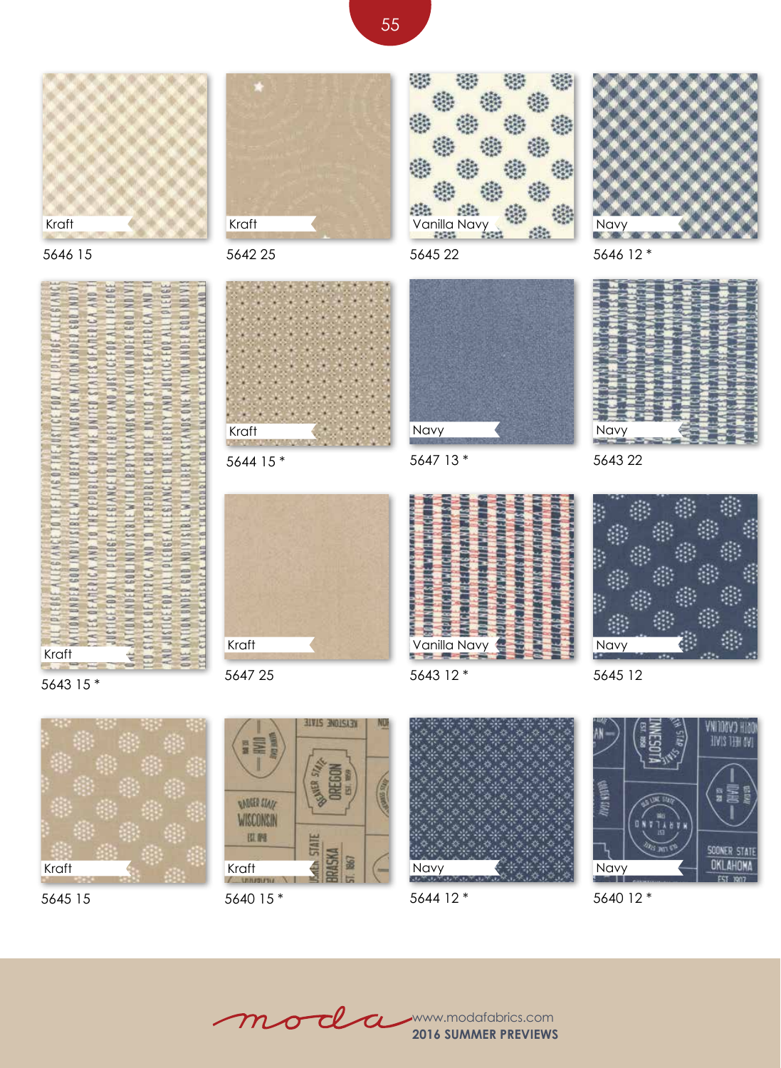Kraft

5646 15

Kraft

5642 25

Vanilla Navy

5645 22

Navy

5646 12 *

Kraft

5643 15 *

Kraft

5644 15 *

Navy

5647 13 *

Navy

5643 22

Kraft

5647 25

Vanilla Navy

5643 12 *

Navy

5645 12

Kraft

5645 15

Kraft

5640 15 *

Navy

5644 12 *

Navy

5640 12 *

moda www.modafabrics.com
**2016 SUMMER PREVIEWS**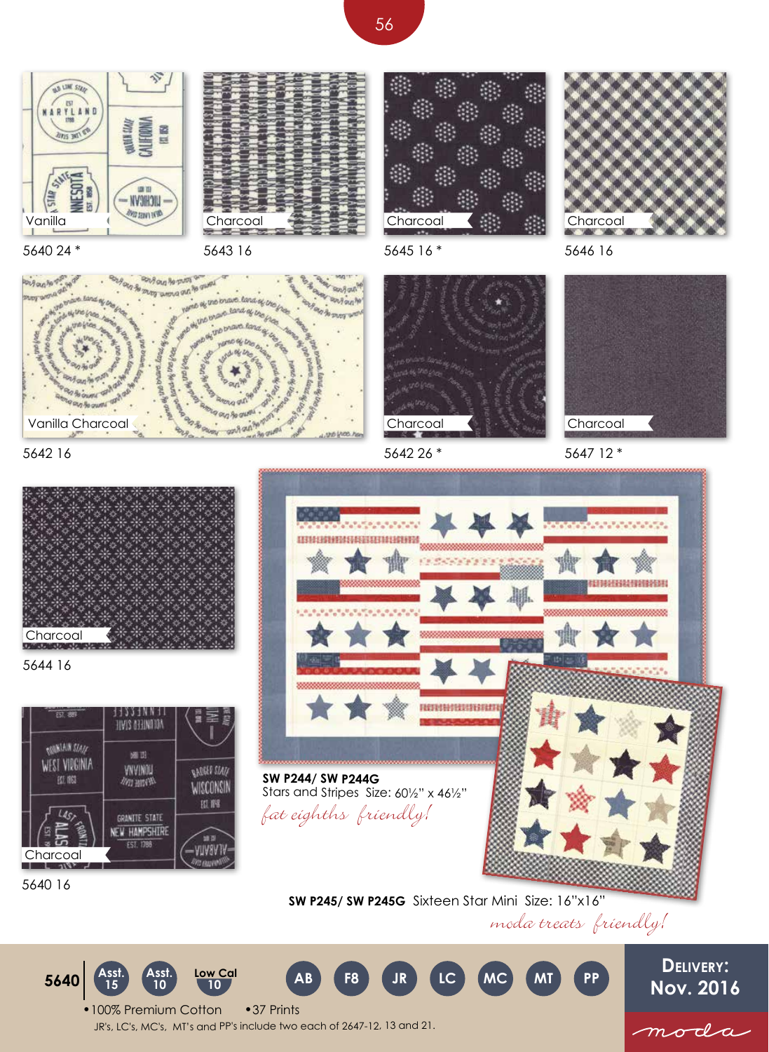Vanilla

5640 24 *

Charcoal

5643 16

Charcoal

5645 16 *

Charcoal

5646 16

Vanilla Charcoal

5642 16

Charcoal

5642 26 *

Charcoal

5647 12 *

Charcoal

5644 16

Charcoal

5640 16

**SW P244/ SW P244G**
Stars and Stripes Size: 60½" x 46½"
*fat eighths friendly!*

**SW P245/ SW P245G** Sixteen Star Mini Size: 16"x16"
*moda treats friendly!*

**5640** Asst. 15 Asst. 10 Low Cal 10 AB F8 JR LC MC MT PP

- 100% Premium Cotton
- 37 Prints

JR's, LC's, MC's, MT's and PP's include two each of 2647-12, 13 and 21.

**Delivery: Nov. 2016**

moda